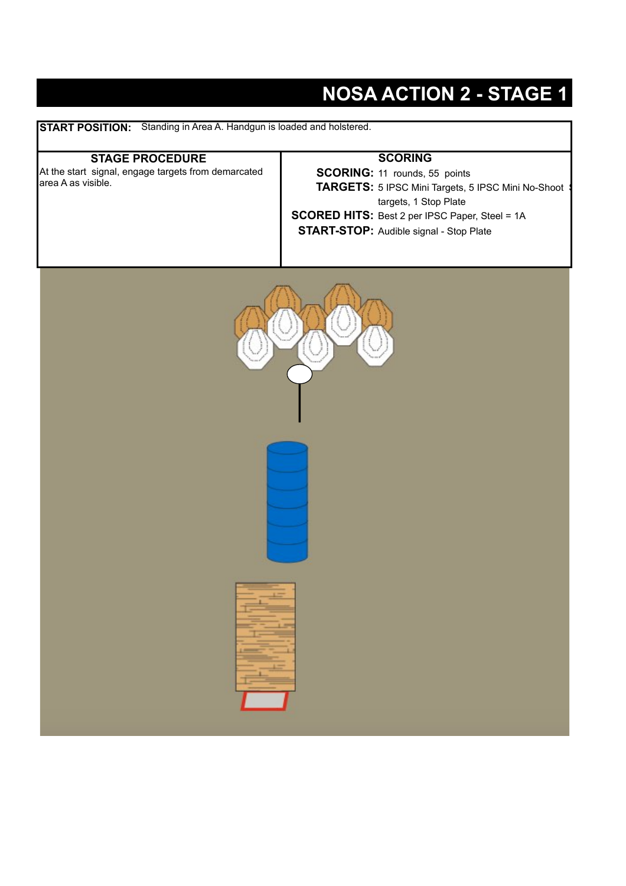# NOSA ACTION 2 - STAGE 1

**START POSITION:** Standing in Area A. Handgun is loaded and holstered.

| STAGE PROCEDURE | SCORING |
|---|---|
| At the start signal, engage targets from demarcated area A as visible. | **SCORING:** 11 rounds, 55 points<br>**TARGETS:** 5 IPSC Mini Targets, 5 IPSC Mini No-Shoot targets, 1 Stop Plate<br>**SCORED HITS:** Best 2 per IPSC Paper, Steel = 1A<br>**START-STOP:** Audible signal - Stop Plate |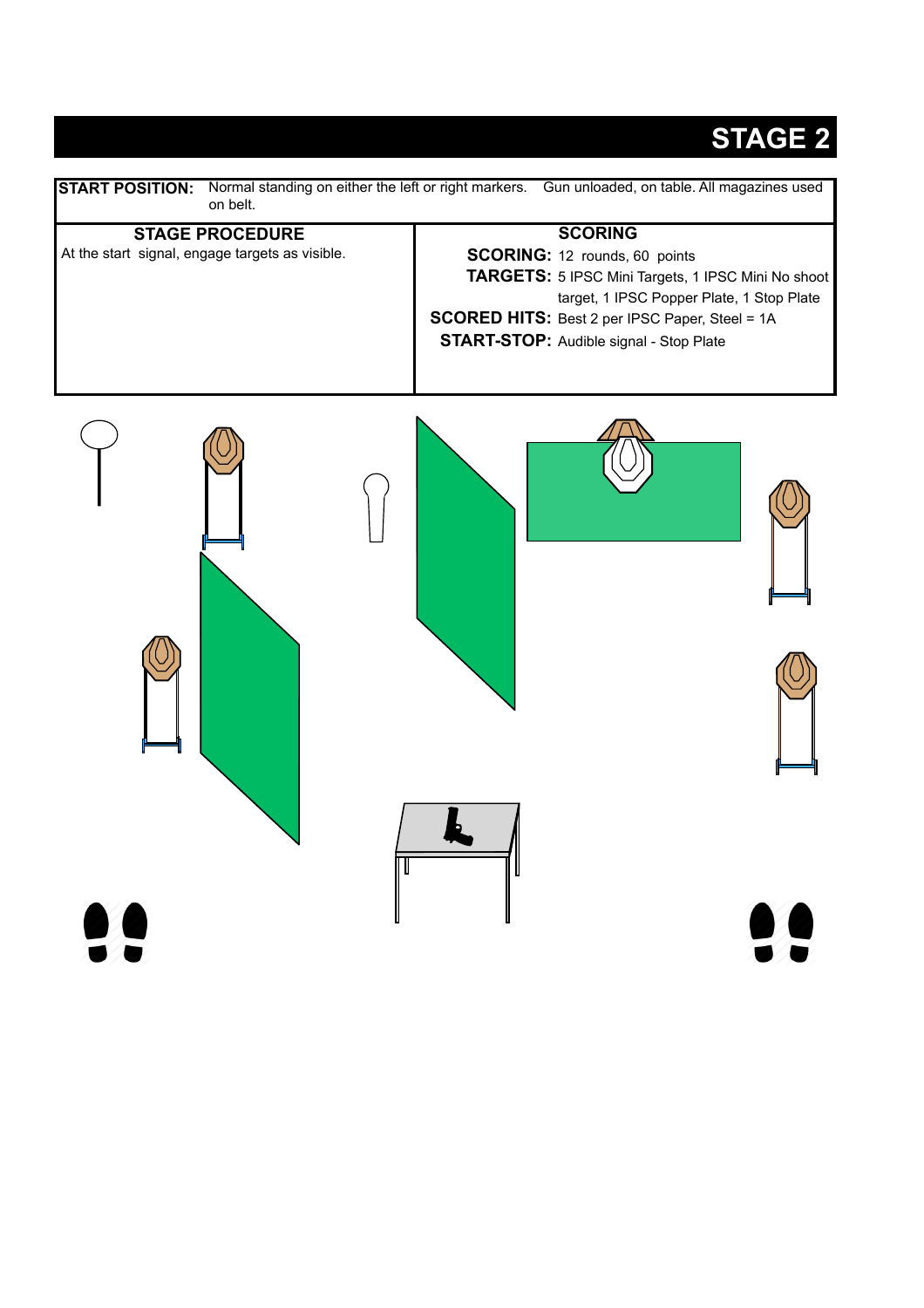# STAGE 2

**START POSITION:** Normal standing on either the left or right markers. Gun unloaded, on table. All magazines used on belt.

| STAGE PROCEDURE | SCORING |
| --- | --- |
| At the start signal, engage targets as visible. | **SCORING:** 12 rounds, 60 points<br>**TARGETS:** 5 IPSC Mini Targets, 1 IPSC Mini No shoot target, 1 IPSC Popper Plate, 1 Stop Plate<br>**SCORED HITS:** Best 2 per IPSC Paper, Steel = 1A<br>**START-STOP:** Audible signal - Stop Plate |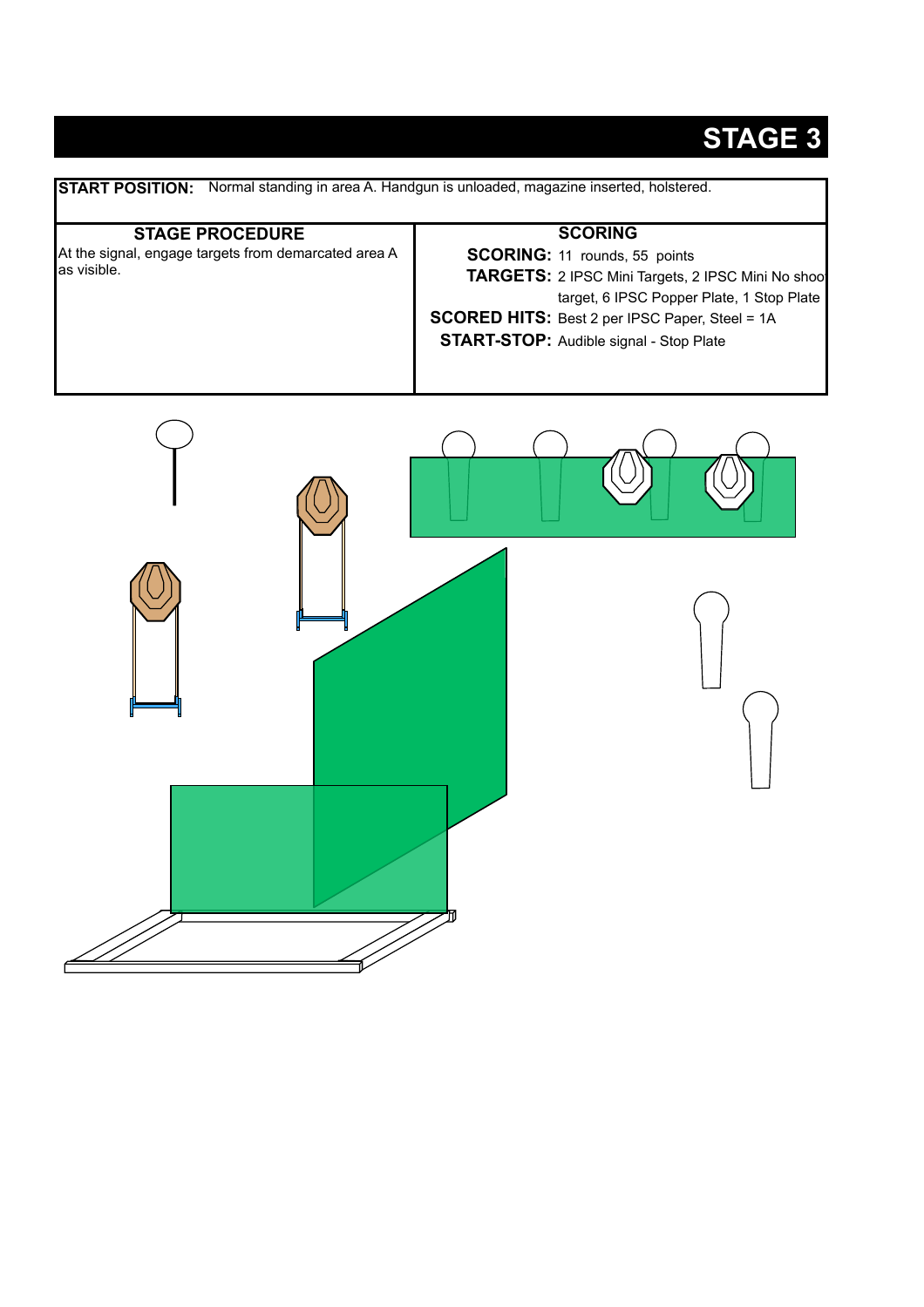# STAGE 3

**START POSITION:** Normal standing in area A. Handgun is unloaded, magazine inserted, holstered.

| STAGE PROCEDURE | SCORING |
|---|---|
| At the signal, engage targets from demarcated area A as visible. | **SCORING:** 11 rounds, 55 points<br>**TARGETS:** 2 IPSC Mini Targets, 2 IPSC Mini No shoo target, 6 IPSC Popper Plate, 1 Stop Plate<br>**SCORED HITS:** Best 2 per IPSC Paper, Steel = 1A<br>**START-STOP:** Audible signal - Stop Plate |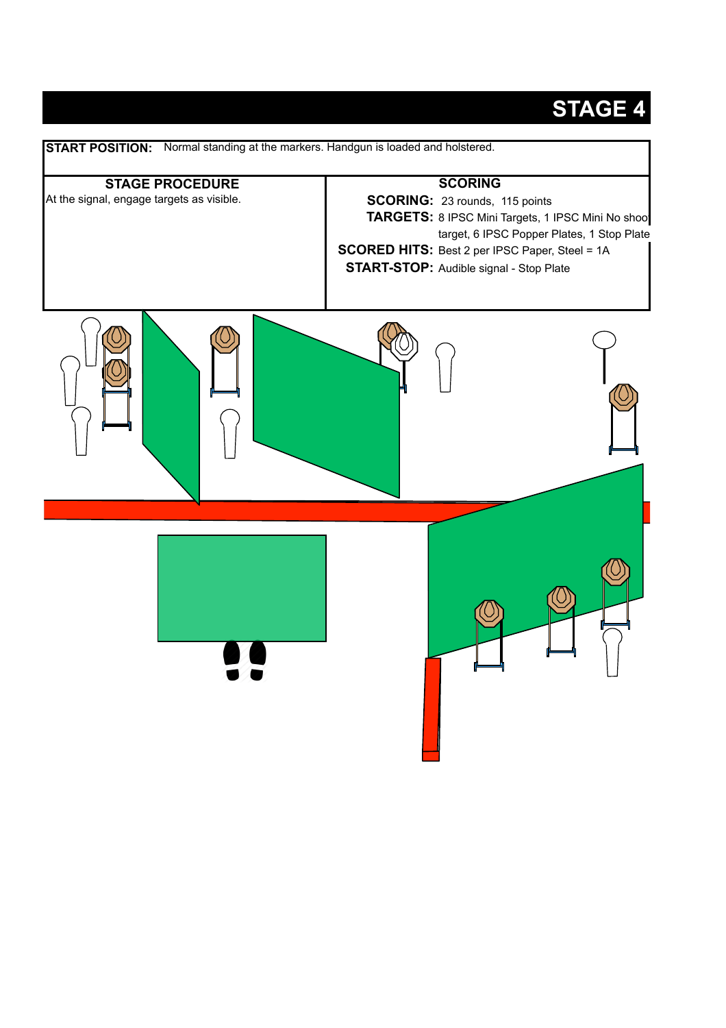# STAGE 4

**START POSITION:** Normal standing at the markers. Handgun is loaded and holstered.

| STAGE PROCEDURE | SCORING |
| --- | --- |
| At the signal, engage targets as visible. | **SCORING:** 23 rounds, 115 points<br>**TARGETS:** 8 IPSC Mini Targets, 1 IPSC Mini No shoot target, 6 IPSC Popper Plates, 1 Stop Plate<br>**SCORED HITS:** Best 2 per IPSC Paper, Steel = 1A<br>**START-STOP:** Audible signal - Stop Plate |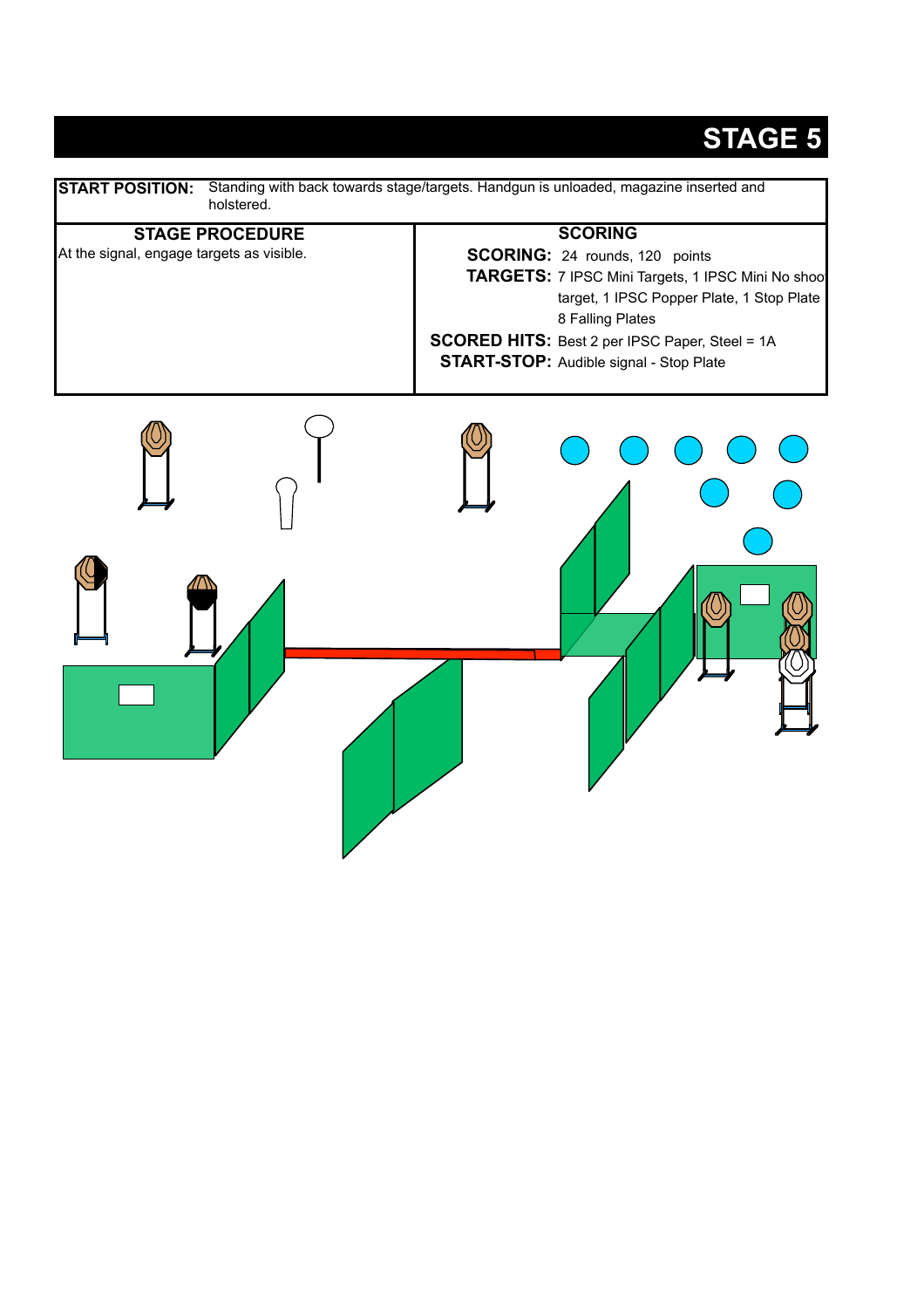# STAGE 5

| START POSITION: | Standing with back towards stage/targets. Handgun is unloaded, magazine inserted and holstered. |
|---|---|

| STAGE PROCEDURE | SCORING |
|---|---|
| At the signal, engage targets as visible. | **SCORING:** 24 rounds, 120 points<br>**TARGETS:** 7 IPSC Mini Targets, 1 IPSC Mini No shoo target, 1 IPSC Popper Plate, 1 Stop Plate 8 Falling Plates<br>**SCORED HITS:** Best 2 per IPSC Paper, Steel = 1A<br>**START-STOP:** Audible signal - Stop Plate |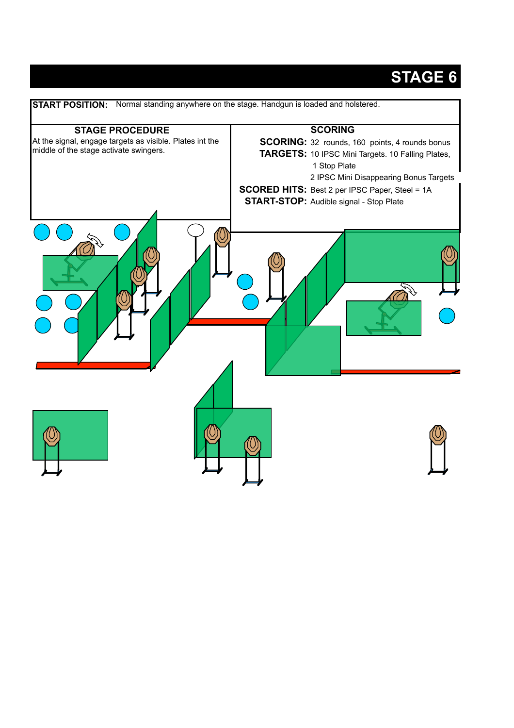# STAGE 6

**START POSITION:** Normal standing anywhere on the stage. Handgun is loaded and holstered.

## STAGE PROCEDURE

At the signal, engage targets as visible. Plates int the middle of the stage activate swingers.

## SCORING

**SCORING:** 32 rounds, 160 points, 4 rounds bonus

**TARGETS:** 10 IPSC Mini Targets. 10 Falling Plates, 1 Stop Plate
2 IPSC Mini Disappearing Bonus Targets

**SCORED HITS:** Best 2 per IPSC Paper, Steel = 1A

**START-STOP:** Audible signal - Stop Plate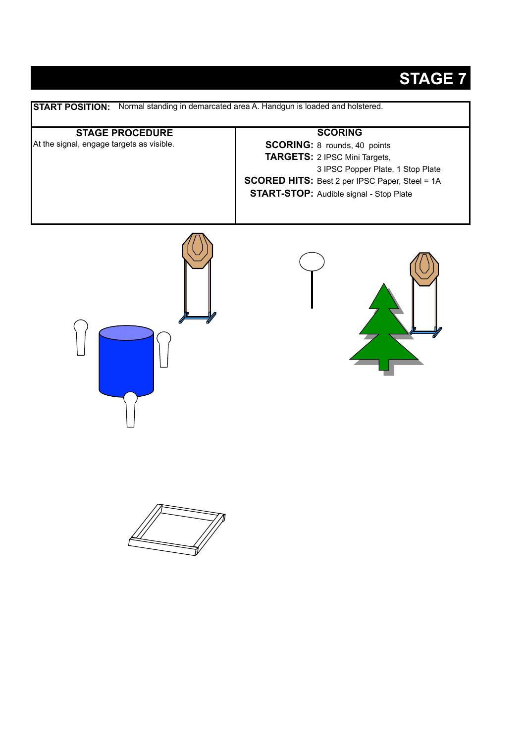# STAGE 7

**START POSITION:** Normal standing in demarcated area A. Handgun is loaded and holstered.

| STAGE PROCEDURE | SCORING |
|---|---|
| At the signal, engage targets as visible. | **SCORING:** 8 rounds, 40 points<br>**TARGETS:** 2 IPSC Mini Targets, 3 IPSC Popper Plate, 1 Stop Plate<br>**SCORED HITS:** Best 2 per IPSC Paper, Steel = 1A<br>**START-STOP:** Audible signal - Stop Plate |